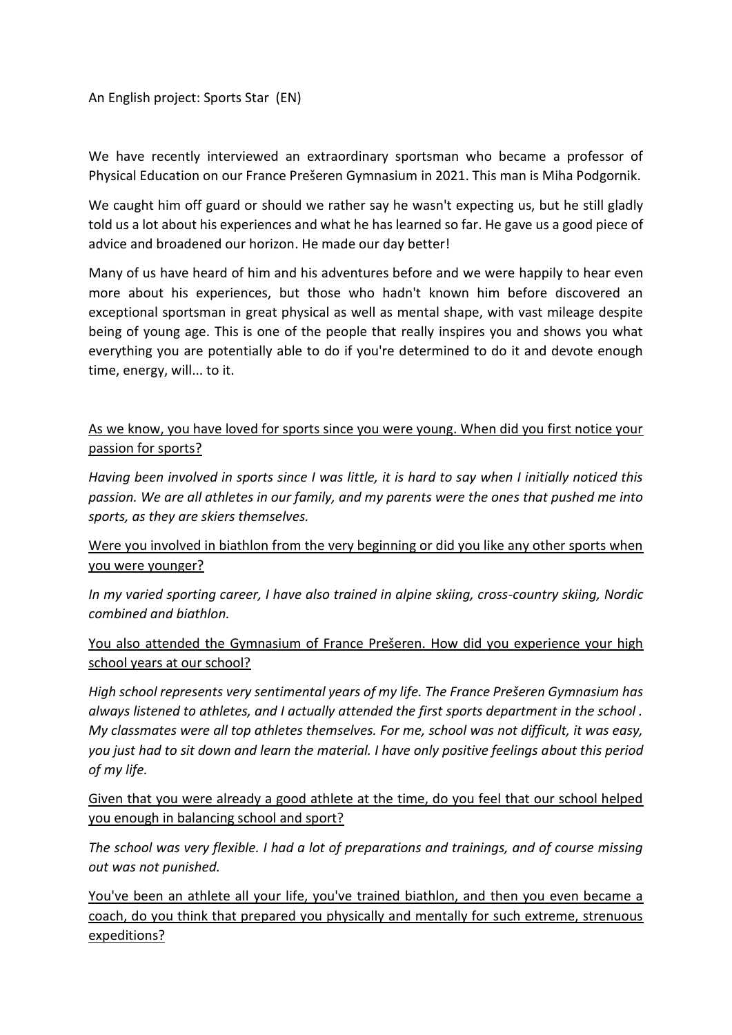An English project: Sports Star (EN)

We have recently interviewed an extraordinary sportsman who became a professor of Physical Education on our France Prešeren Gymnasium in 2021. This man is Miha Podgornik.

We caught him off guard or should we rather say he wasn't expecting us, but he still gladly told us a lot about his experiences and what he has learned so far. He gave us a good piece of advice and broadened our horizon. He made our day better!

Many of us have heard of him and his adventures before and we were happily to hear even more about his experiences, but those who hadn't known him before discovered an exceptional sportsman in great physical as well as mental shape, with vast mileage despite being of young age. This is one of the people that really inspires you and shows you what everything you are potentially able to do if you're determined to do it and devote enough time, energy, will... to it.

<u>As we know, you have loved for sports since you were young. When did you first notice your passion for sports?</u>

*Having been involved in sports since I was little, it is hard to say when I initially noticed this passion. We are all athletes in our family, and my parents were the ones that pushed me into sports, as they are skiers themselves.*

<u>Were you involved in biathlon from the very beginning or did you like any other sports when you were younger?</u>

*In my varied sporting career, I have also trained in alpine skiing, cross-country skiing, Nordic combined and biathlon.*

<u>You also attended the Gymnasium of France Prešeren. How did you experience your high school years at our school?</u>

*High school represents very sentimental years of my life. The France Prešeren Gymnasium has always listened to athletes, and I actually attended the first sports department in the school . My classmates were all top athletes themselves. For me, school was not difficult, it was easy, you just had to sit down and learn the material. I have only positive feelings about this period of my life.*

<u>Given that you were already a good athlete at the time, do you feel that our school helped you enough in balancing school and sport?</u>

*The school was very flexible. I had a lot of preparations and trainings, and of course missing out was not punished.*

<u>You've been an athlete all your life, you've trained biathlon, and then you even became a coach, do you think that prepared you physically and mentally for such extreme, strenuous expeditions?</u>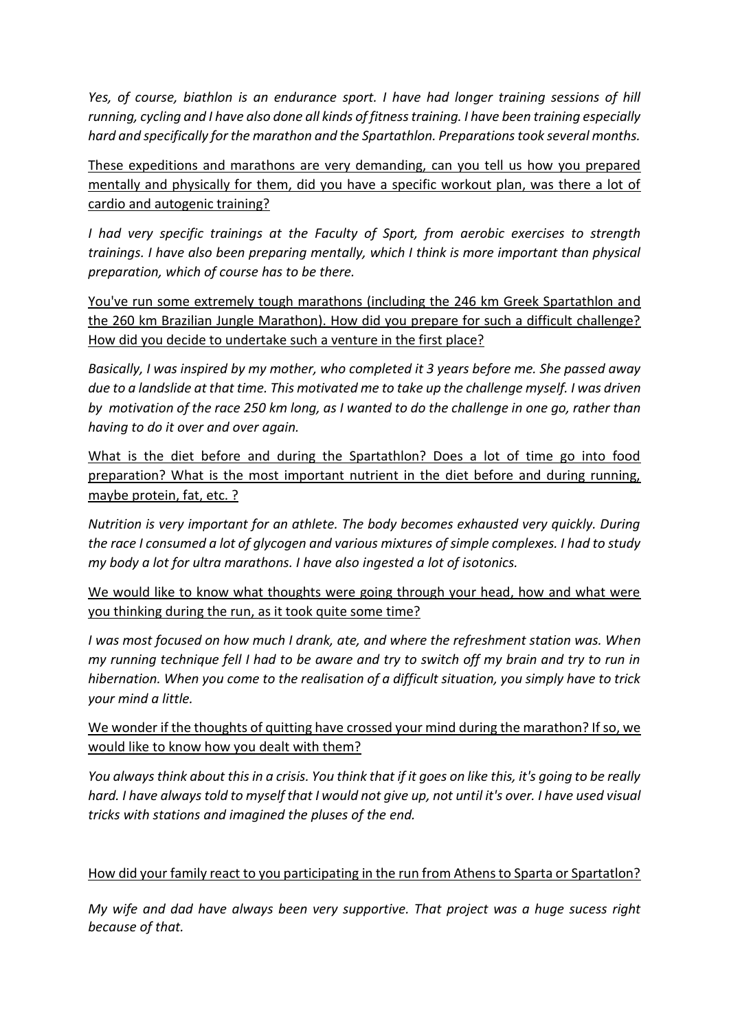*Yes, of course, biathlon is an endurance sport. I have had longer training sessions of hill running, cycling and I have also done all kinds of fitness training. I have been training especially hard and specifically for the marathon and the Spartathlon. Preparations took several months.*

<u>These expeditions and marathons are very demanding, can you tell us how you prepared mentally and physically for them, did you have a specific workout plan, was there a lot of cardio and autogenic training?</u>

*I had very specific trainings at the Faculty of Sport, from aerobic exercises to strength trainings. I have also been preparing mentally, which I think is more important than physical preparation, which of course has to be there.*

<u>You've run some extremely tough marathons (including the 246 km Greek Spartathlon and the 260 km Brazilian Jungle Marathon). How did you prepare for such a difficult challenge? How did you decide to undertake such a venture in the first place?</u>

*Basically, I was inspired by my mother, who completed it 3 years before me. She passed away due to a landslide at that time. This motivated me to take up the challenge myself. I was driven by motivation of the race 250 km long, as I wanted to do the challenge in one go, rather than having to do it over and over again.*

<u>What is the diet before and during the Spartathlon? Does a lot of time go into food preparation? What is the most important nutrient in the diet before and during running, maybe protein, fat, etc. ?</u>

*Nutrition is very important for an athlete. The body becomes exhausted very quickly. During the race I consumed a lot of glycogen and various mixtures of simple complexes. I had to study my body a lot for ultra marathons. I have also ingested a lot of isotonics.*

<u>We would like to know what thoughts were going through your head, how and what were you thinking during the run, as it took quite some time?</u>

*I was most focused on how much I drank, ate, and where the refreshment station was. When my running technique fell I had to be aware and try to switch off my brain and try to run in hibernation. When you come to the realisation of a difficult situation, you simply have to trick your mind a little.*

<u>We wonder if the thoughts of quitting have crossed your mind during the marathon? If so, we would like to know how you dealt with them?</u>

*You always think about this in a crisis. You think that if it goes on like this, it's going to be really hard. I have always told to myself that I would not give up, not until it's over. I have used visual tricks with stations and imagined the pluses of the end.*

<u>How did your family react to you participating in the run from Athens to Sparta or Spartatlon?</u>

*My wife and dad have always been very supportive. That project was a huge sucess right because of that.*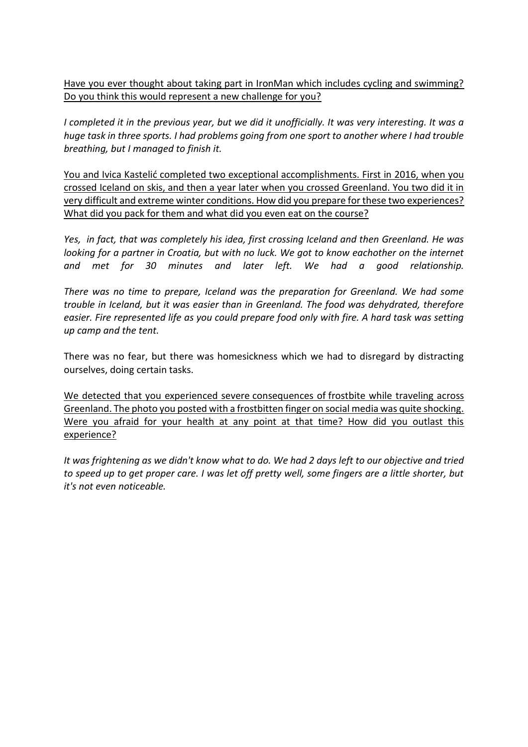<u>Have you ever thought about taking part in IronMan which includes cycling and swimming? Do you think this would represent a new challenge for you?</u>

*I completed it in the previous year, but we did it unofficially. It was very interesting. It was a huge task in three sports. I had problems going from one sport to another where I had trouble breathing, but I managed to finish it.*

<u>You and Ivica Kastelić completed two exceptional accomplishments. First in 2016, when you crossed Iceland on skis, and then a year later when you crossed Greenland. You two did it in very difficult and extreme winter conditions. How did you prepare for these two experiences? What did you pack for them and what did you even eat on the course?</u>

*Yes, in fact, that was completely his idea, first crossing Iceland and then Greenland. He was looking for a partner in Croatia, but with no luck. We got to know eachother on the internet and met for 30 minutes and later left. We had a good relationship.*

*There was no time to prepare, Iceland was the preparation for Greenland. We had some trouble in Iceland, but it was easier than in Greenland. The food was dehydrated, therefore easier. Fire represented life as you could prepare food only with fire. A hard task was setting up camp and the tent.*

There was no fear, but there was homesickness which we had to disregard by distracting ourselves, doing certain tasks.

<u>We detected that you experienced severe consequences of frostbite while traveling across Greenland. The photo you posted with a frostbitten finger on social media was quite shocking. Were you afraid for your health at any point at that time? How did you outlast this experience?</u>

*It was frightening as we didn't know what to do. We had 2 days left to our objective and tried to speed up to get proper care. I was let off pretty well, some fingers are a little shorter, but it's not even noticeable.*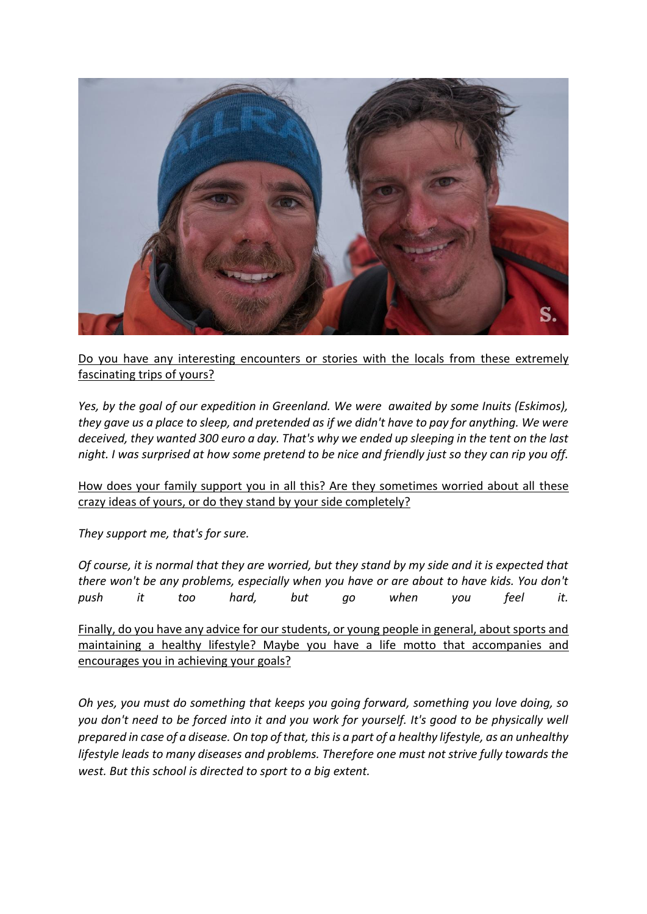<u>Do you have any interesting encounters or stories with the locals from these extremely fascinating trips of yours?</u>

*Yes, by the goal of our expedition in Greenland. We were awaited by some Inuits (Eskimos), they gave us a place to sleep, and pretended as if we didn't have to pay for anything. We were deceived, they wanted 300 euro a day. That's why we ended up sleeping in the tent on the last night. I was surprised at how some pretend to be nice and friendly just so they can rip you off.*

<u>How does your family support you in all this? Are they sometimes worried about all these crazy ideas of yours, or do they stand by your side completely?</u>

*They support me, that's for sure.*

*Of course, it is normal that they are worried, but they stand by my side and it is expected that there won't be any problems, especially when you have or are about to have kids. You don't push it too hard, but go when you feel it.*

<u>Finally, do you have any advice for our students, or young people in general, about sports and maintaining a healthy lifestyle? Maybe you have a life motto that accompanies and encourages you in achieving your goals?</u>

*Oh yes, you must do something that keeps you going forward, something you love doing, so you don't need to be forced into it and you work for yourself. It's good to be physically well prepared in case of a disease. On top of that, this is a part of a healthy lifestyle, as an unhealthy lifestyle leads to many diseases and problems. Therefore one must not strive fully towards the west. But this school is directed to sport to a big extent.*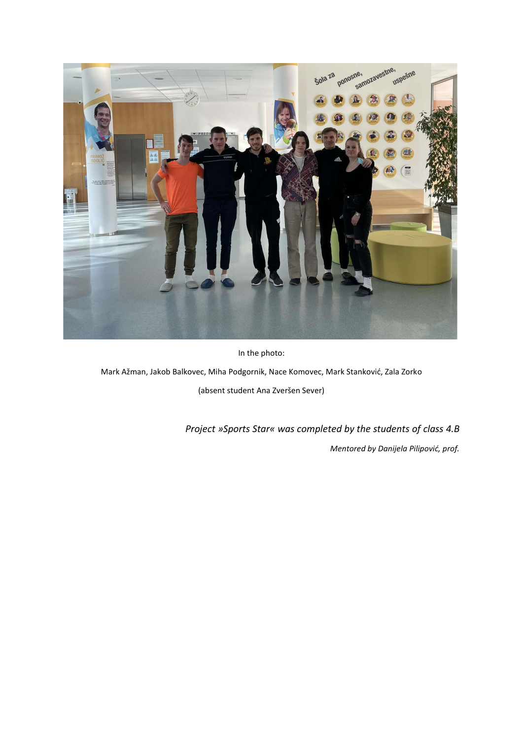In the photo:

Mark Ažman, Jakob Balkovec, Miha Podgornik, Nace Komovec, Mark Stanković, Zala Zorko

(absent student Ana Zveršen Sever)

*Project »Sports Star« was completed by the students of class 4.B*

*Mentored by Danijela Pilipović, prof.*